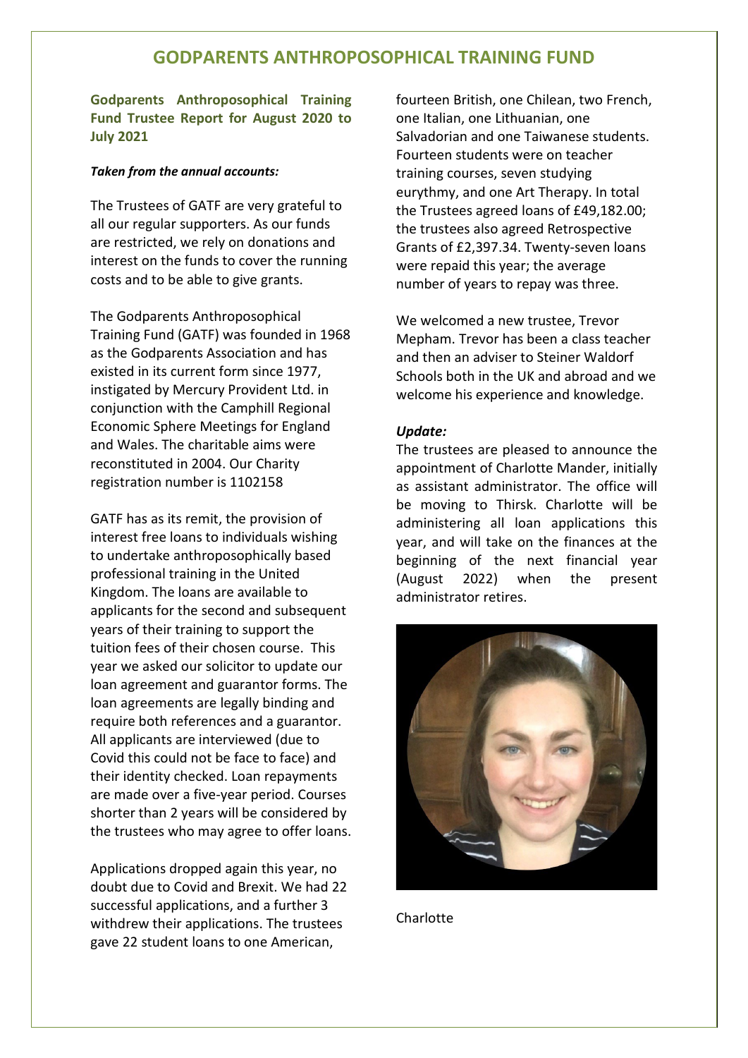# GODPARENTS ANTHROPOSOPHICAL TRAINING FUND

## Godparents Anthroposophical Training Fund Trustee Report for August 2020 to July 2021

***Taken from the annual accounts:***

The Trustees of GATF are very grateful to all our regular supporters. As our funds are restricted, we rely on donations and interest on the funds to cover the running costs and to be able to give grants.

The Godparents Anthroposophical Training Fund (GATF) was founded in 1968 as the Godparents Association and has existed in its current form since 1977, instigated by Mercury Provident Ltd. in conjunction with the Camphill Regional Economic Sphere Meetings for England and Wales. The charitable aims were reconstituted in 2004. Our Charity registration number is 1102158

GATF has as its remit, the provision of interest free loans to individuals wishing to undertake anthroposophically based professional training in the United Kingdom. The loans are available to applicants for the second and subsequent years of their training to support the tuition fees of their chosen course. This year we asked our solicitor to update our loan agreement and guarantor forms. The loan agreements are legally binding and require both references and a guarantor. All applicants are interviewed (due to Covid this could not be face to face) and their identity checked. Loan repayments are made over a five-year period. Courses shorter than 2 years will be considered by the trustees who may agree to offer loans.

Applications dropped again this year, no doubt due to Covid and Brexit. We had 22 successful applications, and a further 3 withdrew their applications. The trustees gave 22 student loans to one American, fourteen British, one Chilean, two French, one Italian, one Lithuanian, one Salvadorian and one Taiwanese students. Fourteen students were on teacher training courses, seven studying eurythmy, and one Art Therapy. In total the Trustees agreed loans of £49,182.00; the trustees also agreed Retrospective Grants of £2,397.34. Twenty-seven loans were repaid this year; the average number of years to repay was three.

We welcomed a new trustee, Trevor Mepham. Trevor has been a class teacher and then an adviser to Steiner Waldorf Schools both in the UK and abroad and we welcome his experience and knowledge.

***Update:***

The trustees are pleased to announce the appointment of Charlotte Mander, initially as assistant administrator. The office will be moving to Thirsk. Charlotte will be administering all loan applications this year, and will take on the finances at the beginning of the next financial year (August 2022) when the present administrator retires.

Charlotte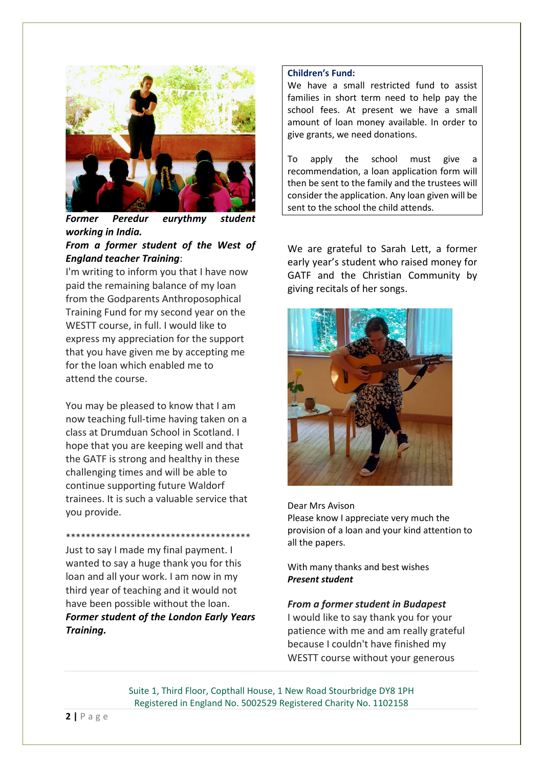***Former Peredur eurythmy student working in India.***

***From a former student of the West of England teacher Training*:**

I'm writing to inform you that I have now paid the remaining balance of my loan from the Godparents Anthroposophical Training Fund for my second year on the WESTT course, in full. I would like to express my appreciation for the support that you have given me by accepting me for the loan which enabled me to attend the course.

You may be pleased to know that I am now teaching full-time having taken on a class at Drumduan School in Scotland. I hope that you are keeping well and that the GATF is strong and healthy in these challenging times and will be able to continue supporting future Waldorf trainees. It is such a valuable service that you provide.

**************************************

Just to say I made my final payment. I wanted to say a huge thank you for this loan and all your work. I am now in my third year of teaching and it would not have been possible without the loan.

***Former student of the London Early Years Training.***

**Children's Fund:**

We have a small restricted fund to assist families in short term need to help pay the school fees. At present we have a small amount of loan money available. In order to give grants, we need donations.

To apply the school must give a recommendation, a loan application form will then be sent to the family and the trustees will consider the application. Any loan given will be sent to the school the child attends.

We are grateful to Sarah Lett, a former early year's student who raised money for GATF and the Christian Community by giving recitals of her songs.

Dear Mrs Avison

Please know I appreciate very much the provision of a loan and your kind attention to all the papers.

With many thanks and best wishes

***Present student***

***From a former student in Budapest***

I would like to say thank you for your patience with me and am really grateful because I couldn't have finished my WESTT course without your generous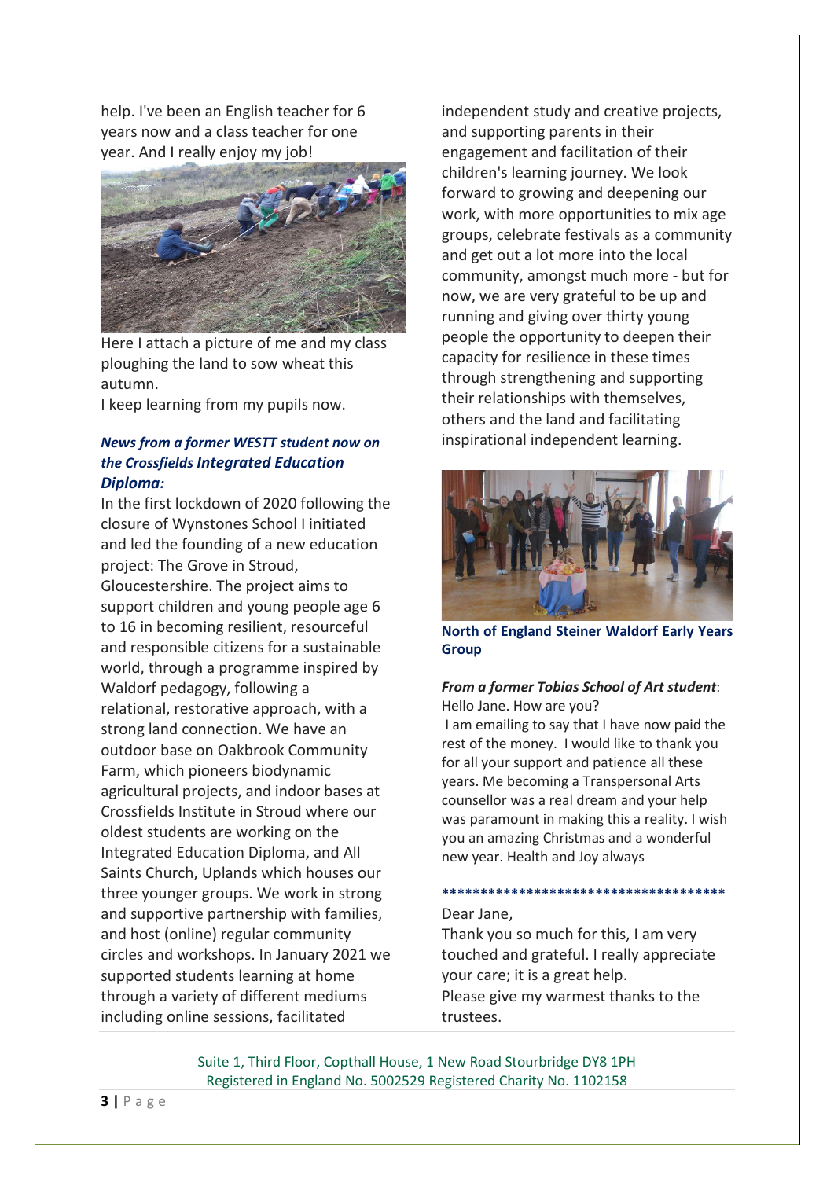help. I've been an English teacher for 6 years now and a class teacher for one year. And I really enjoy my job!

Here I attach a picture of me and my class ploughing the land to sow wheat this autumn.

I keep learning from my pupils now.

***News from a former WESTT student now on the Crossfields Integrated Education Diploma:***

In the first lockdown of 2020 following the closure of Wynstones School I initiated and led the founding of a new education project: The Grove in Stroud, Gloucestershire. The project aims to support children and young people age 6 to 16 in becoming resilient, resourceful and responsible citizens for a sustainable world, through a programme inspired by Waldorf pedagogy, following a relational, restorative approach, with a strong land connection. We have an outdoor base on Oakbrook Community Farm, which pioneers biodynamic agricultural projects, and indoor bases at Crossfields Institute in Stroud where our oldest students are working on the Integrated Education Diploma, and All Saints Church, Uplands which houses our three younger groups. We work in strong and supportive partnership with families, and host (online) regular community circles and workshops. In January 2021 we supported students learning at home through a variety of different mediums including online sessions, facilitated independent study and creative projects, and supporting parents in their engagement and facilitation of their children's learning journey. We look forward to growing and deepening our work, with more opportunities to mix age groups, celebrate festivals as a community and get out a lot more into the local community, amongst much more - but for now, we are very grateful to be up and running and giving over thirty young people the opportunity to deepen their capacity for resilience in these times through strengthening and supporting their relationships with themselves, others and the land and facilitating inspirational independent learning.

**North of England Steiner Waldorf Early Years Group**

***From a former Tobias School of Art student***:

Hello Jane. How are you?

I am emailing to say that I have now paid the rest of the money. I would like to thank you for all your support and patience all these years. Me becoming a Transpersonal Arts counsellor was a real dream and your help was paramount in making this a reality. I wish you an amazing Christmas and a wonderful new year. Health and Joy always

**************************************

Dear Jane,

Thank you so much for this, I am very touched and grateful. I really appreciate your care; it is a great help.

Please give my warmest thanks to the trustees.

Suite 1, Third Floor, Copthall House, 1 New Road Stourbridge DY8 1PH
Registered in England No. 5002529 Registered Charity No. 1102158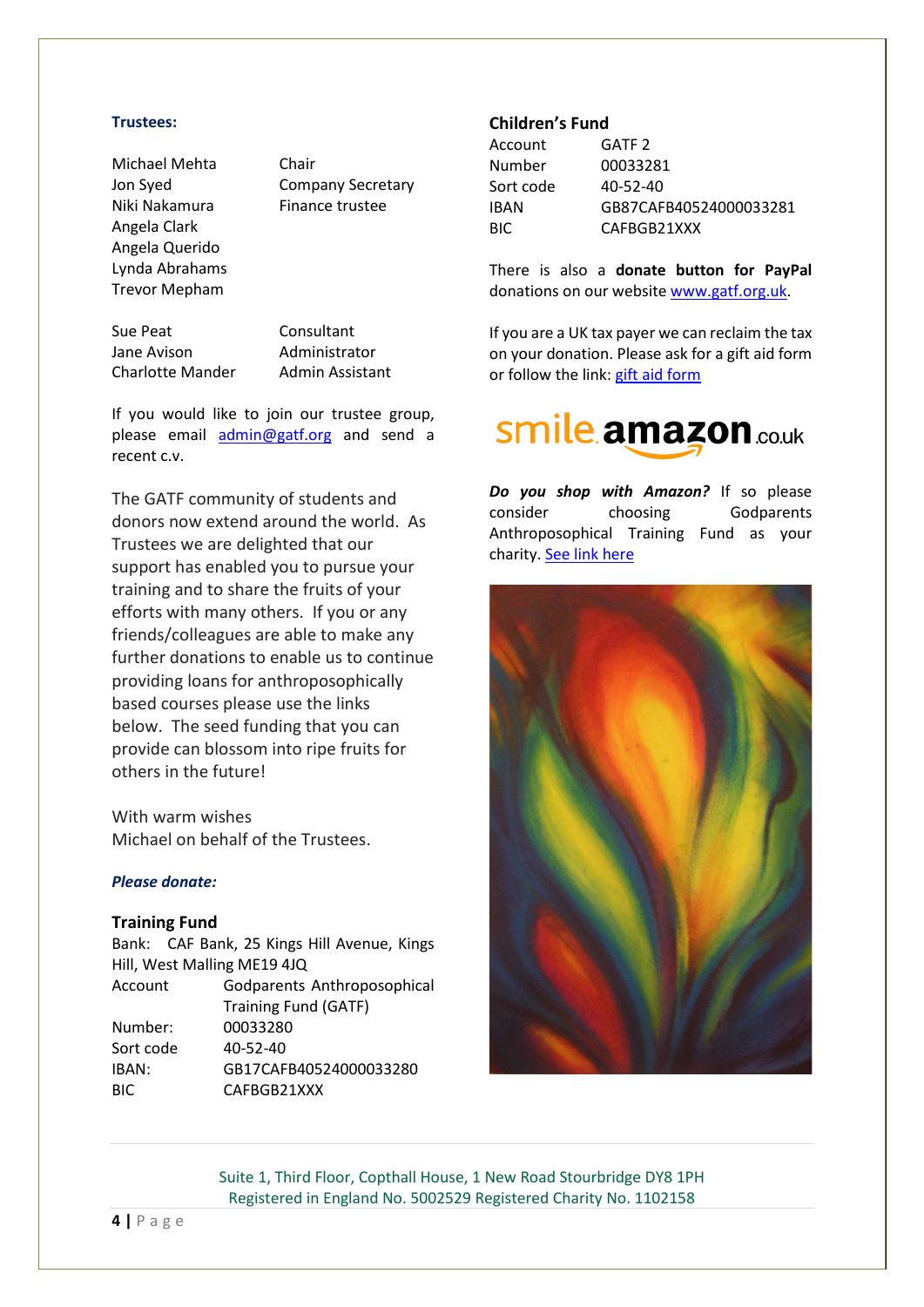**Trustees:**

| | |
|---|---|
| Michael Mehta | Chair |
| Jon Syed | Company Secretary |
| Niki Nakamura | Finance trustee |
| Angela Clark | |
| Angela Querido | |
| Lynda Abrahams | |
| Trevor Mepham | |

| | |
|---|---|
| Sue Peat | Consultant |
| Jane Avison | Administrator |
| Charlotte Mander | Admin Assistant |

If you would like to join our trustee group, please email admin@gatf.org and send a recent c.v.

The GATF community of students and donors now extend around the world. As Trustees we are delighted that our support has enabled you to pursue your training and to share the fruits of your efforts with many others. If you or any friends/colleagues are able to make any further donations to enable us to continue providing loans for anthroposophically based courses please use the links below. The seed funding that you can provide can blossom into ripe fruits for others in the future!

With warm wishes
Michael on behalf of the Trustees.

***Please donate:***

**Training Fund**

Bank: CAF Bank, 25 Kings Hill Avenue, Kings Hill, West Malling ME19 4JQ

| | |
|---|---|
| Account | Godparents Anthroposophical Training Fund (GATF) |
| Number: | 00033280 |
| Sort code | 40-52-40 |
| IBAN: | GB17CAFB40524000033280 |
| BIC | CAFBGB21XXX |

**Children's Fund**

| | |
|---|---|
| Account | GATF 2 |
| Number | 00033281 |
| Sort code | 40-52-40 |
| IBAN | GB87CAFB40524000033281 |
| BIC | CAFBGB21XXX |

There is also a **donate button for PayPal** donations on our website www.gatf.org.uk.

If you are a UK tax payer we can reclaim the tax on your donation. Please ask for a gift aid form or follow the link: gift aid form

smile.amazon.co.uk

***Do you shop with Amazon?*** If so please consider choosing Godparents Anthroposophical Training Fund as your charity. See link here

Suite 1, Third Floor, Copthall House, 1 New Road Stourbridge DY8 1PH
Registered in England No. 5002529 Registered Charity No. 1102158